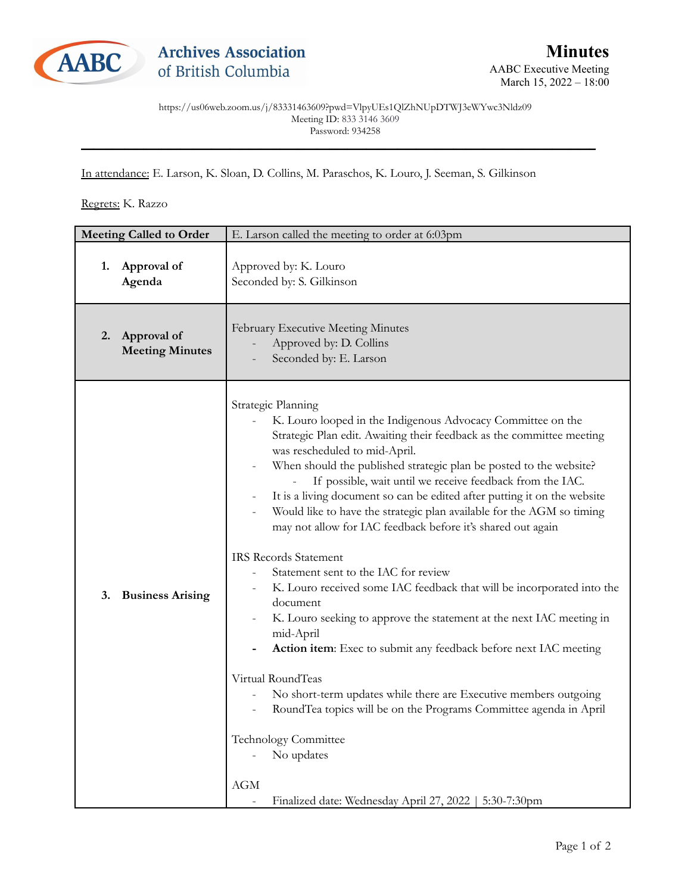Archives Association of British Columbia

# Minutes

AABC Executive Meeting
March 15, 2022 – 18:00

https://us06web.zoom.us/j/83331463609?pwd=VlpyUEs1QlZhNUpDTWJ3eWYwc3Nldz09
Meeting ID: 833 3146 3609
Password: 934258

---

In attendance: E. Larson, K. Sloan, D. Collins, M. Paraschos, K. Louro, J. Seeman, S. Gilkinson

Regrets: K. Razzo

| **Meeting Called to Order** | E. Larson called the meeting to order at 6:03pm |
|---|---|
| **1. Approval of Agenda** | Approved by: K. Louro<br>Seconded by: S. Gilkinson |
| **2. Approval of Meeting Minutes** | February Executive Meeting Minutes<br>- Approved by: D. Collins<br>- Seconded by: E. Larson |
| **3. Business Arising** | Strategic Planning<br>- K. Louro looped in the Indigenous Advocacy Committee on the Strategic Plan edit. Awaiting their feedback as the committee meeting was rescheduled to mid-April.<br>- When should the published strategic plan be posted to the website?<br>&nbsp;&nbsp;&nbsp;&nbsp;- If possible, wait until we receive feedback from the IAC.<br>- It is a living document so can be edited after putting it on the website<br>- Would like to have the strategic plan available for the AGM so timing may not allow for IAC feedback before it's shared out again<br><br>IRS Records Statement<br>- Statement sent to the IAC for review<br>- K. Louro received some IAC feedback that will be incorporated into the document<br>- K. Louro seeking to approve the statement at the next IAC meeting in mid-April<br>- **Action item**: Exec to submit any feedback before next IAC meeting<br><br>Virtual RoundTeas<br>- No short-term updates while there are Executive members outgoing<br>- RoundTea topics will be on the Programs Committee agenda in April<br><br>Technology Committee<br>- No updates<br><br>AGM<br>- Finalized date: Wednesday April 27, 2022 \| 5:30-7:30pm |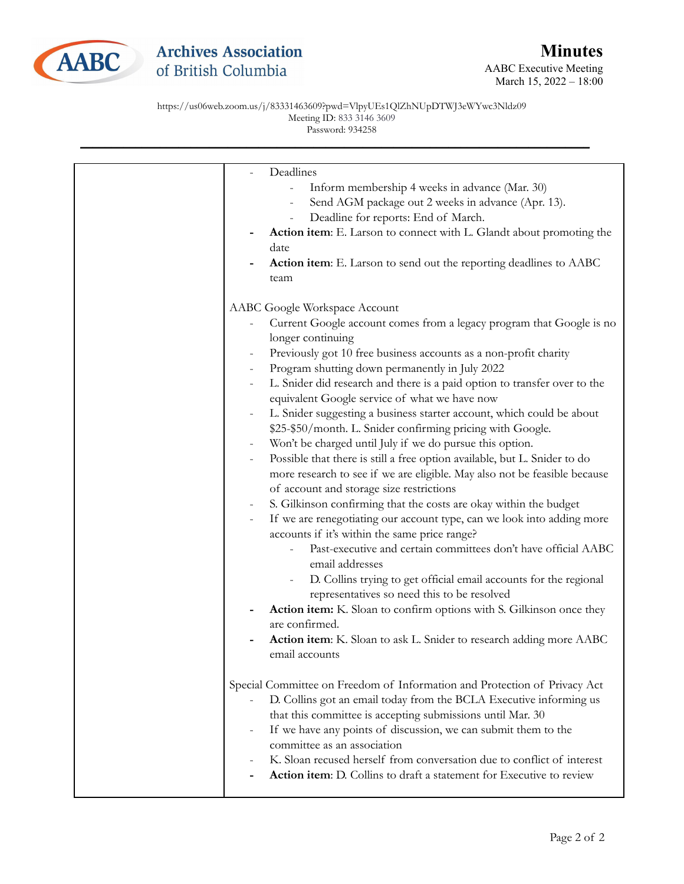# Minutes

AABC Executive Meeting
March 15, 2022 – 18:00

https://us06web.zoom.us/j/83331463609?pwd=VlpyUEs1QlZhNUpDTWJ3eWYwc3Nldz09
Meeting ID: 833 3146 3609
Password: 934258

---

| | |
|---|---|
| | - Deadlines<br>&nbsp;&nbsp;&nbsp;&nbsp;- Inform membership 4 weeks in advance (Mar. 30)<br>&nbsp;&nbsp;&nbsp;&nbsp;- Send AGM package out 2 weeks in advance (Apr. 13).<br>&nbsp;&nbsp;&nbsp;&nbsp;- Deadline for reports: End of March.<br>- **Action item**: E. Larson to connect with L. Glandt about promoting the date<br>- **Action item**: E. Larson to send out the reporting deadlines to AABC team<br><br>AABC Google Workspace Account<br>- Current Google account comes from a legacy program that Google is no longer continuing<br>- Previously got 10 free business accounts as a non-profit charity<br>- Program shutting down permanently in July 2022<br>- L. Snider did research and there is a paid option to transfer over to the equivalent Google service of what we have now<br>- L. Snider suggesting a business starter account, which could be about $25-$50/month. L. Snider confirming pricing with Google.<br>- Won't be charged until July if we do pursue this option.<br>- Possible that there is still a free option available, but L. Snider to do more research to see if we are eligible. May also not be feasible because of account and storage size restrictions<br>- S. Gilkinson confirming that the costs are okay within the budget<br>- If we are renegotiating our account type, can we look into adding more accounts if it's within the same price range?<br>&nbsp;&nbsp;&nbsp;&nbsp;- Past-executive and certain committees don't have official AABC email addresses<br>&nbsp;&nbsp;&nbsp;&nbsp;- D. Collins trying to get official email accounts for the regional representatives so need this to be resolved<br>- **Action item:** K. Sloan to confirm options with S. Gilkinson once they are confirmed.<br>- **Action item**: K. Sloan to ask L. Snider to research adding more AABC email accounts<br><br>Special Committee on Freedom of Information and Protection of Privacy Act<br>- D. Collins got an email today from the BCLA Executive informing us that this committee is accepting submissions until Mar. 30<br>- If we have any points of discussion, we can submit them to the committee as an association<br>- K. Sloan recused herself from conversation due to conflict of interest<br>- **Action item**: D. Collins to draft a statement for Executive to review |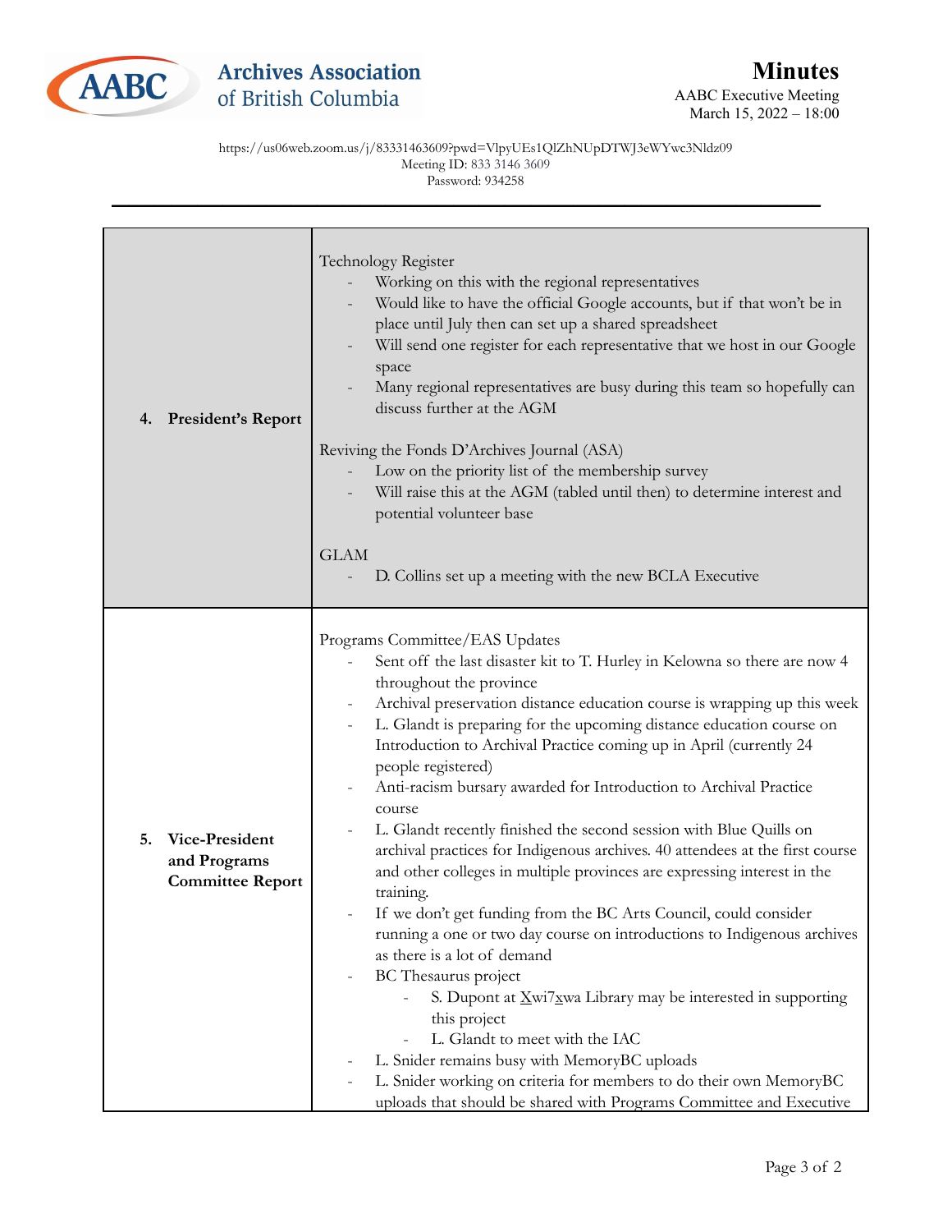# Minutes

AABC Executive Meeting
March 15, 2022 – 18:00

https://us06web.zoom.us/j/83331463609?pwd=VlpyUEs1QlZhNUpDTWJ3eWYwc3Nldz09
Meeting ID: 833 3146 3609
Password: 934258

| | |
|---|---|
| **4. President's Report** | Technology Register<br>- Working on this with the regional representatives<br>- Would like to have the official Google accounts, but if that won't be in place until July then can set up a shared spreadsheet<br>- Will send one register for each representative that we host in our Google space<br>- Many regional representatives are busy during this team so hopefully can discuss further at the AGM<br><br>Reviving the Fonds D'Archives Journal (ASA)<br>- Low on the priority list of the membership survey<br>- Will raise this at the AGM (tabled until then) to determine interest and potential volunteer base<br><br>GLAM<br>- D. Collins set up a meeting with the new BCLA Executive |
| **5. Vice-President and Programs Committee Report** | Programs Committee/EAS Updates<br>- Sent off the last disaster kit to T. Hurley in Kelowna so there are now 4 throughout the province<br>- Archival preservation distance education course is wrapping up this week<br>- L. Glandt is preparing for the upcoming distance education course on Introduction to Archival Practice coming up in April (currently 24 people registered)<br>- Anti-racism bursary awarded for Introduction to Archival Practice course<br>- L. Glandt recently finished the second session with Blue Quills on archival practices for Indigenous archives. 40 attendees at the first course and other colleges in multiple provinces are expressing interest in the training.<br>- If we don't get funding from the BC Arts Council, could consider running a one or two day course on introductions to Indigenous archives as there is a lot of demand<br>- BC Thesaurus project<br>&nbsp;&nbsp;&nbsp;&nbsp;- S. Dupont at Xwi7xwa Library may be interested in supporting this project<br>&nbsp;&nbsp;&nbsp;&nbsp;- L. Glandt to meet with the IAC<br>- L. Snider remains busy with MemoryBC uploads<br>- L. Snider working on criteria for members to do their own MemoryBC uploads that should be shared with Programs Committee and Executive |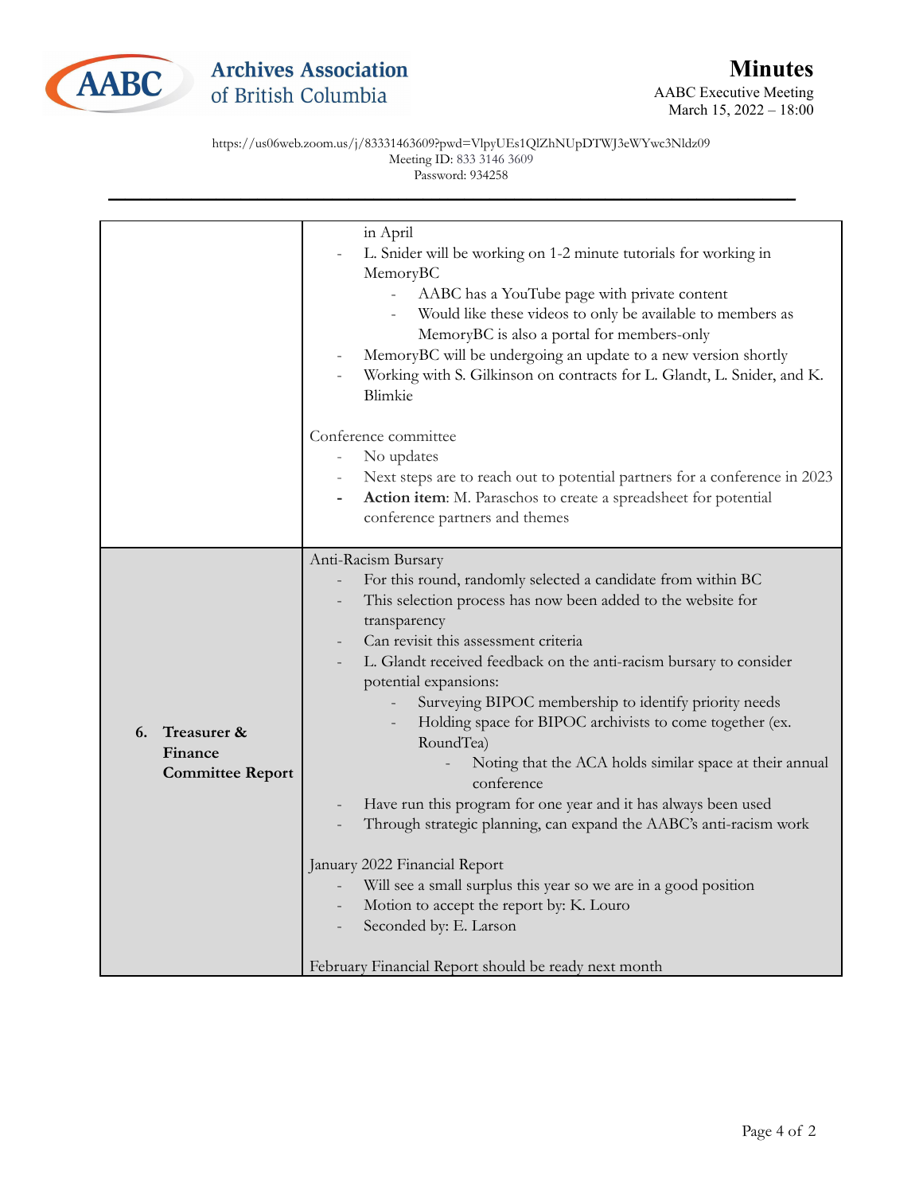| | |
|---|---|
| | in April<br>- L. Snider will be working on 1-2 minute tutorials for working in MemoryBC<br>  - AABC has a YouTube page with private content<br>  - Would like these videos to only be available to members as MemoryBC is also a portal for members-only<br>- MemoryBC will be undergoing an update to a new version shortly<br>- Working with S. Gilkinson on contracts for L. Glandt, L. Snider, and K. Blimkie<br><br>Conference committee<br>- No updates<br>- Next steps are to reach out to potential partners for a conference in 2023<br>- **Action item**: M. Paraschos to create a spreadsheet for potential conference partners and themes |
| **6. Treasurer & Finance Committee Report** | Anti-Racism Bursary<br>- For this round, randomly selected a candidate from within BC<br>- This selection process has now been added to the website for transparency<br>- Can revisit this assessment criteria<br>- L. Glandt received feedback on the anti-racism bursary to consider potential expansions:<br>  - Surveying BIPOC membership to identify priority needs<br>  - Holding space for BIPOC archivists to come together (ex. RoundTea)<br>    - Noting that the ACA holds similar space at their annual conference<br>- Have run this program for one year and it has always been used<br>- Through strategic planning, can expand the AABC's anti-racism work<br><br>January 2022 Financial Report<br>- Will see a small surplus this year so we are in a good position<br>- Motion to accept the report by: K. Louro<br>- Seconded by: E. Larson<br><br>February Financial Report should be ready next month |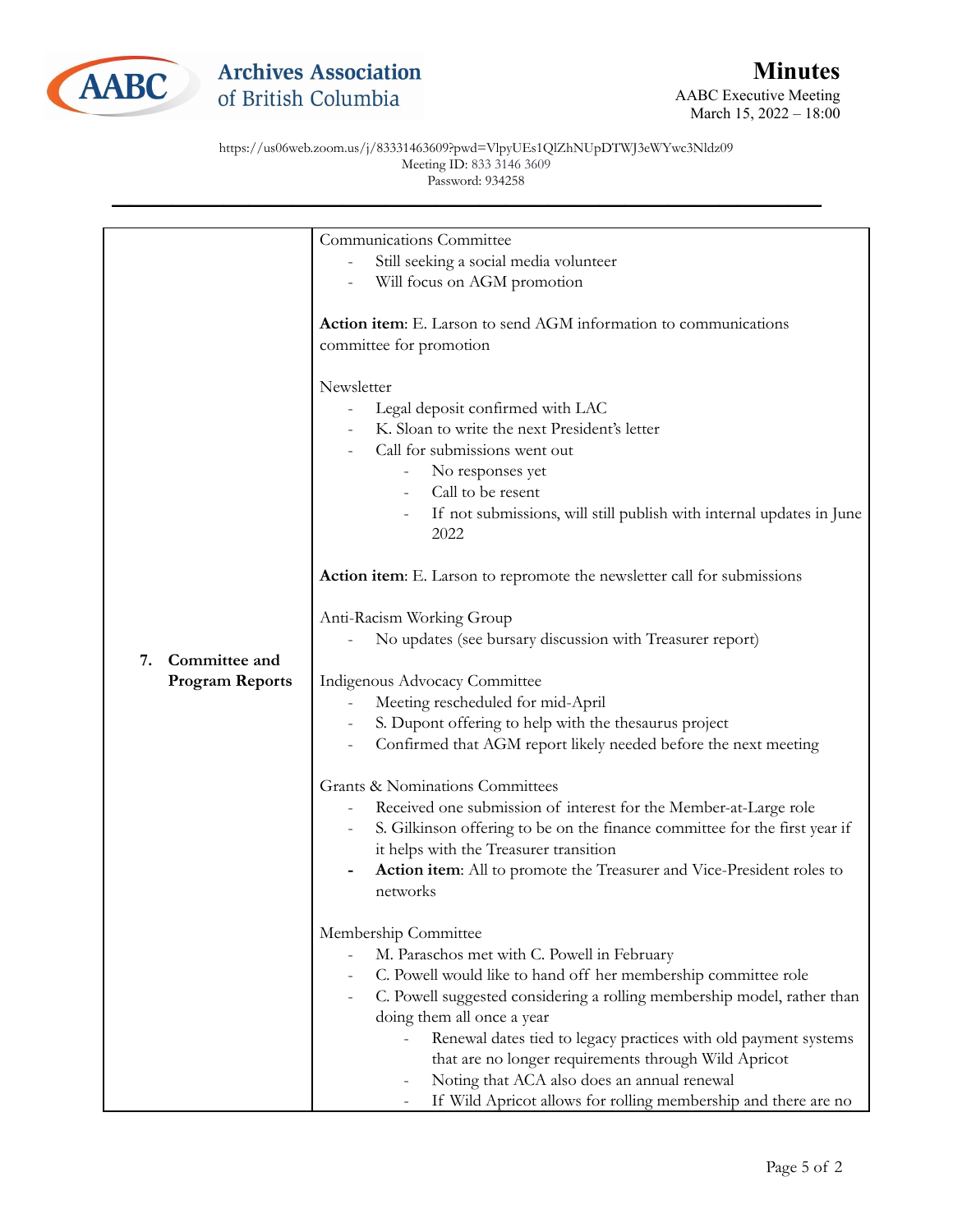| | |
|---|---|
| **7. Committee and Program Reports** | Communications Committee<br>- Still seeking a social media volunteer<br>- Will focus on AGM promotion<br><br>**Action item**: E. Larson to send AGM information to communications committee for promotion<br><br>Newsletter<br>- Legal deposit confirmed with LAC<br>- K. Sloan to write the next President's letter<br>- Call for submissions went out<br>&nbsp;&nbsp;&nbsp;&nbsp;- No responses yet<br>&nbsp;&nbsp;&nbsp;&nbsp;- Call to be resent<br>&nbsp;&nbsp;&nbsp;&nbsp;- If not submissions, will still publish with internal updates in June 2022<br><br>**Action item**: E. Larson to repromote the newsletter call for submissions<br><br>Anti-Racism Working Group<br>- No updates (see bursary discussion with Treasurer report)<br><br>Indigenous Advocacy Committee<br>- Meeting rescheduled for mid-April<br>- S. Dupont offering to help with the thesaurus project<br>- Confirmed that AGM report likely needed before the next meeting<br><br>Grants & Nominations Committees<br>- Received one submission of interest for the Member-at-Large role<br>- S. Gilkinson offering to be on the finance committee for the first year if it helps with the Treasurer transition<br>- **Action item**: All to promote the Treasurer and Vice-President roles to networks<br><br>Membership Committee<br>- M. Paraschos met with C. Powell in February<br>- C. Powell would like to hand off her membership committee role<br>- C. Powell suggested considering a rolling membership model, rather than doing them all once a year<br>&nbsp;&nbsp;&nbsp;&nbsp;- Renewal dates tied to legacy practices with old payment systems that are no longer requirements through Wild Apricot<br>&nbsp;&nbsp;&nbsp;&nbsp;- Noting that ACA also does an annual renewal<br>&nbsp;&nbsp;&nbsp;&nbsp;- If Wild Apricot allows for rolling membership and there are no |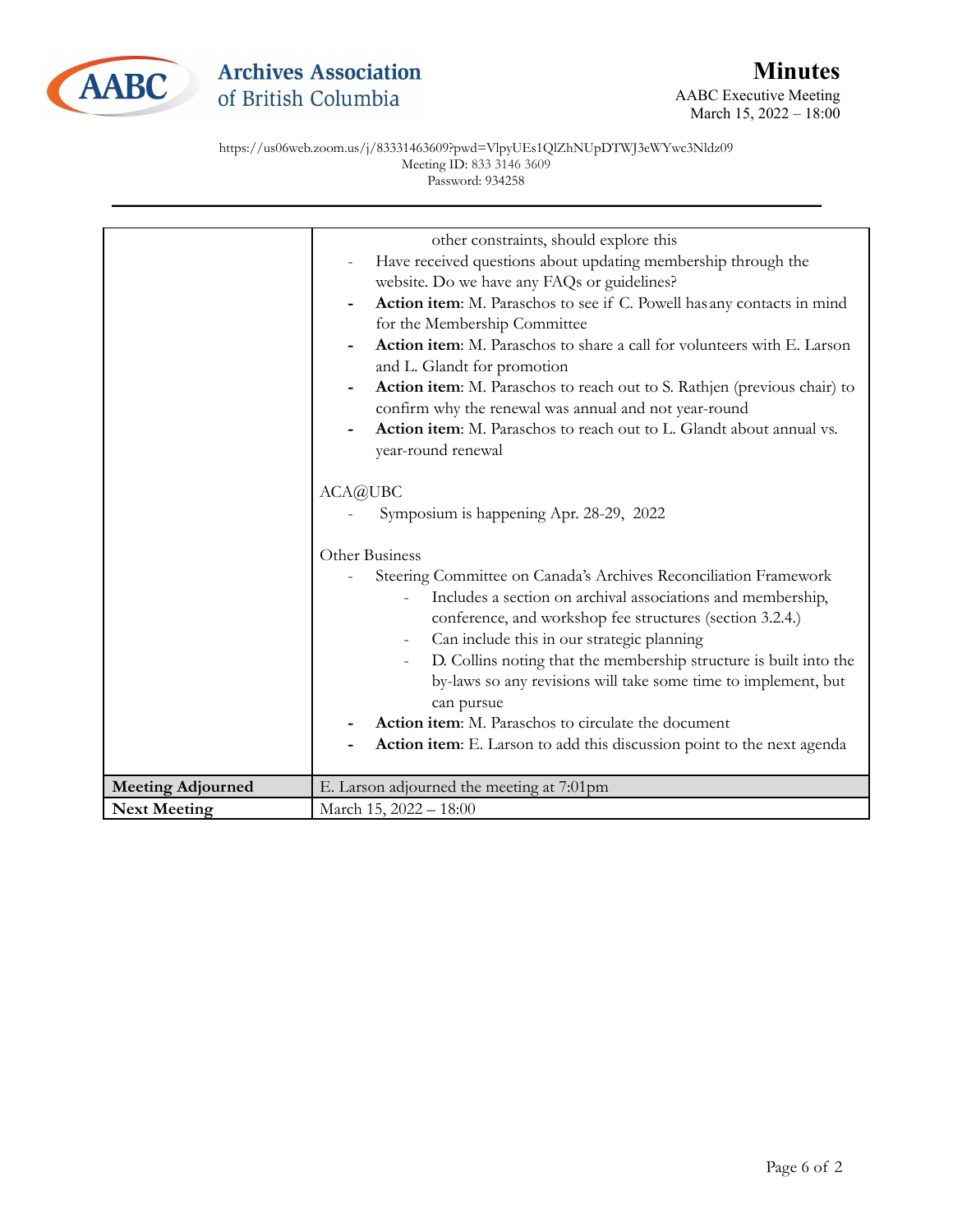| | |
|---|---|
| | other constraints, should explore this<br>- Have received questions about updating membership through the website. Do we have any FAQs or guidelines?<br>- **Action item**: M. Paraschos to see if C. Powell has any contacts in mind for the Membership Committee<br>- **Action item**: M. Paraschos to share a call for volunteers with E. Larson and L. Glandt for promotion<br>- **Action item**: M. Paraschos to reach out to S. Rathjen (previous chair) to confirm why the renewal was annual and not year-round<br>- **Action item**: M. Paraschos to reach out to L. Glandt about annual vs. year-round renewal<br><br>ACA@UBC<br>- Symposium is happening Apr. 28-29, 2022<br><br>Other Business<br>- Steering Committee on Canada's Archives Reconciliation Framework<br>  - Includes a section on archival associations and membership, conference, and workshop fee structures (section 3.2.4.)<br>  - Can include this in our strategic planning<br>  - D. Collins noting that the membership structure is built into the by-laws so any revisions will take some time to implement, but can pursue<br>- **Action item**: M. Paraschos to circulate the document<br>- **Action item**: E. Larson to add this discussion point to the next agenda |
| **Meeting Adjourned** | E. Larson adjourned the meeting at 7:01pm |
| **Next Meeting** | March 15, 2022 – 18:00 |